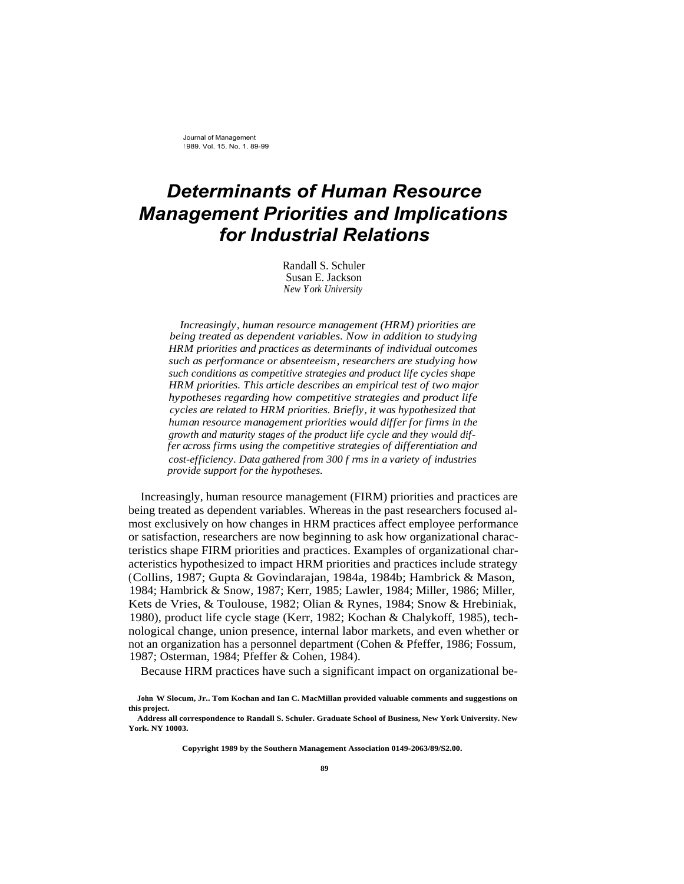# Determinants of Human Resource Management Priorities and Implications for Industrial Relations

Randall S. Schuler
Susan E. Jackson
*New York University*

*Increasingly, human resource management (HRM) priorities are being treated as dependent variables. Now in addition to studying HRM priorities and practices as determinants of individual outcomes such as performance or absenteeism, researchers are studying how such conditions as competitive strategies and product life cycles shape HRM priorities. This article describes an empirical test of two major hypotheses regarding how competitive strategies and product life cycles are related to HRM priorities. Briefly, it was hypothesized that human resource management priorities would differ for firms in the growth and maturity stages of the product life cycle and they would differ across firms using the competitive strategies of differentiation and cost-efficiency. Data gathered from 300 f rms in a variety of industries provide support for the hypotheses.*

Increasingly, human resource management (FIRM) priorities and practices are being treated as dependent variables. Whereas in the past researchers focused almost exclusively on how changes in HRM practices affect employee performance or satisfaction, researchers are now beginning to ask how organizational characteristics shape FIRM priorities and practices. Examples of organizational characteristics hypothesized to impact HRM priorities and practices include strategy (Collins, 1987; Gupta & Govindarajan, 1984a, 1984b; Hambrick & Mason, 1984; Hambrick & Snow, 1987; Kerr, 1985; Lawler, 1984; Miller, 1986; Miller, Kets de Vries, & Toulouse, 1982; Olian & Rynes, 1984; Snow & Hrebiniak, 1980), product life cycle stage (Kerr, 1982; Kochan & Chalykoff, 1985), technological change, union presence, internal labor markets, and even whether or not an organization has a personnel department (Cohen & Pfeffer, 1986; Fossum, 1987; Osterman, 1984; Pfeffer & Cohen, 1984).

Because HRM practices have such a significant impact on organizational be-

**John W Slocum, Jr.. Tom Kochan and Ian C. MacMillan provided valuable comments and suggestions on this project.**

**Address all correspondence to Randall S. Schuler. Graduate School of Business, New York University. New York. NY 10003.**

**Copyright 1989 by the Southern Management Association 0149-2063/89/S2.00.**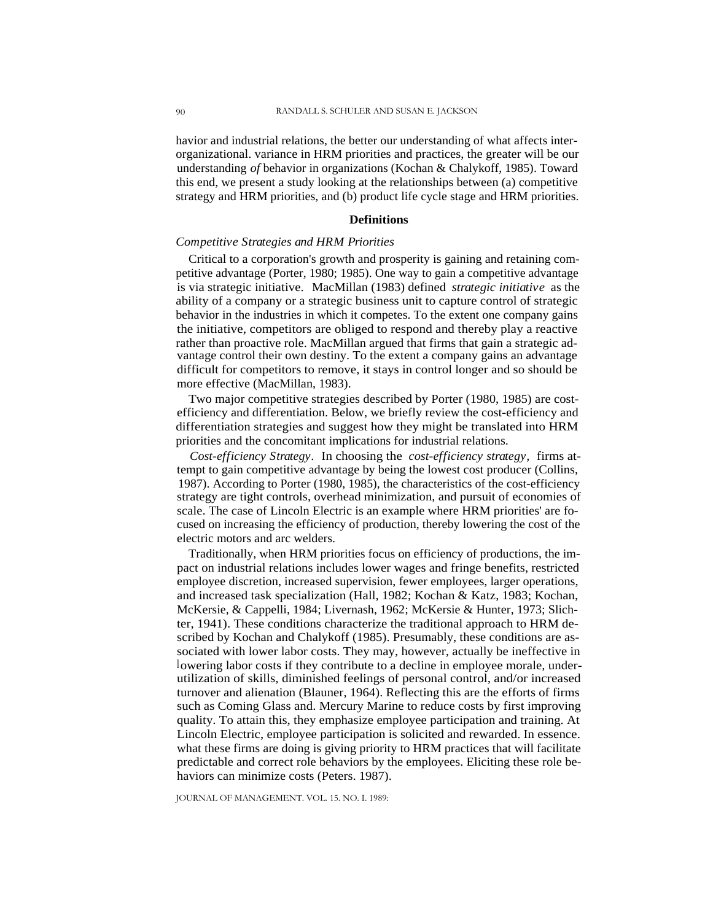havior and industrial relations, the better our understanding of what affects interorganizational. variance in HRM priorities and practices, the greater will be our understanding *of* behavior in organizations (Kochan & Chalykoff, 1985). Toward this end, we present a study looking at the relationships between (a) competitive strategy and HRM priorities, and (b) product life cycle stage and HRM priorities.

## Definitions

### *Competitive Strategies and HRM Priorities*

Critical to a corporation's growth and prosperity is gaining and retaining competitive advantage (Porter, 1980; 1985). One way to gain a competitive advantage is via strategic initiative. MacMillan (1983) defined *strategic initiative* as the ability of a company or a strategic business unit to capture control of strategic behavior in the industries in which it competes. To the extent one company gains the initiative, competitors are obliged to respond and thereby play a reactive rather than proactive role. MacMillan argued that firms that gain a strategic advantage control their own destiny. To the extent a company gains an advantage difficult for competitors to remove, it stays in control longer and so should be more effective (MacMillan, 1983).

Two major competitive strategies described by Porter (1980, 1985) are cost-efficiency and differentiation. Below, we briefly review the cost-efficiency and differentiation strategies and suggest how they might be translated into HRM priorities and the concomitant implications for industrial relations.

*Cost-efficiency Strategy*. In choosing the *cost-efficiency strategy*, firms attempt to gain competitive advantage by being the lowest cost producer (Collins, 1987). According to Porter (1980, 1985), the characteristics of the cost-efficiency strategy are tight controls, overhead minimization, and pursuit of economies of scale. The case of Lincoln Electric is an example where HRM priorities' are focused on increasing the efficiency of production, thereby lowering the cost of the electric motors and arc welders.

Traditionally, when HRM priorities focus on efficiency of productions, the impact on industrial relations includes lower wages and fringe benefits, restricted employee discretion, increased supervision, fewer employees, larger operations, and increased task specialization (Hall, 1982; Kochan & Katz, 1983; Kochan, McKersie, & Cappelli, 1984; Livernash, 1962; McKersie & Hunter, 1973; Slichter, 1941). These conditions characterize the traditional approach to HRM described by Kochan and Chalykoff (1985). Presumably, these conditions are associated with lower labor costs. They may, however, actually be ineffective in lowering labor costs if they contribute to a decline in employee morale, underutilization of skills, diminished feelings of personal control, and/or increased turnover and alienation (Blauner, 1964). Reflecting this are the efforts of firms such as Coming Glass and. Mercury Marine to reduce costs by first improving quality. To attain this, they emphasize employee participation and training. At Lincoln Electric, employee participation is solicited and rewarded. In essence. what these firms are doing is giving priority to HRM practices that will facilitate predictable and correct role behaviors by the employees. Eliciting these role behaviors can minimize costs (Peters. 1987).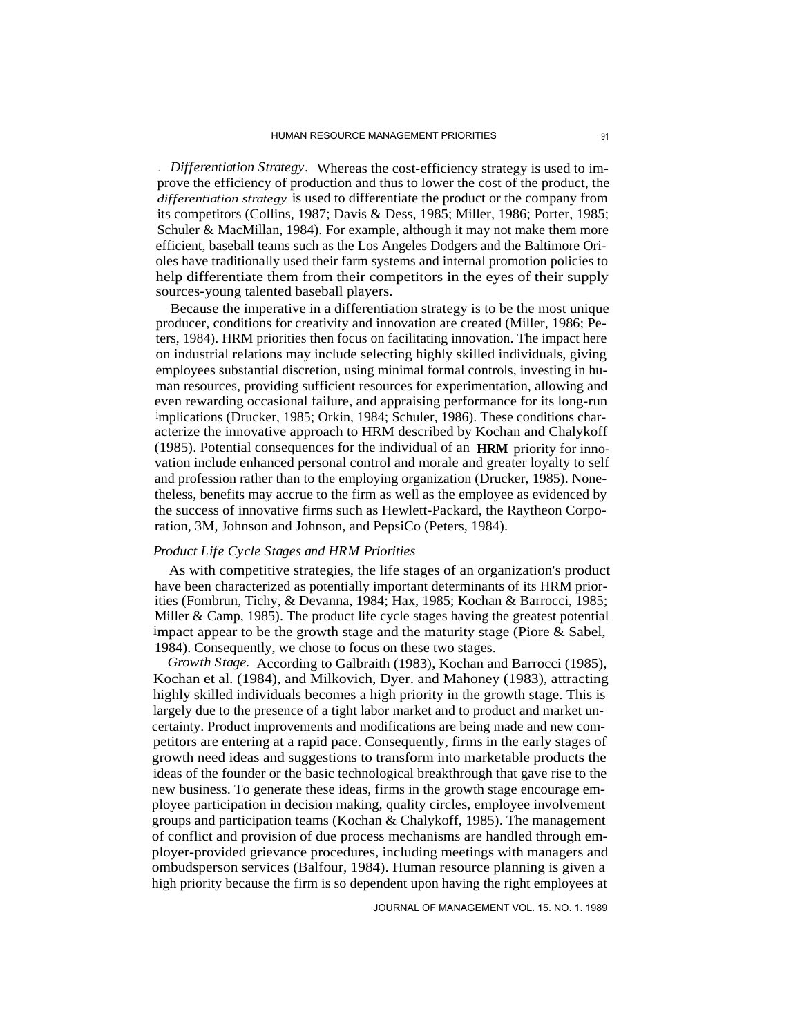*Differentiation Strategy*. Whereas the cost-efficiency strategy is used to improve the efficiency of production and thus to lower the cost of the product, the *differentiation strategy* is used to differentiate the product or the company from its competitors (Collins, 1987; Davis & Dess, 1985; Miller, 1986; Porter, 1985; Schuler & MacMillan, 1984). For example, although it may not make them more efficient, baseball teams such as the Los Angeles Dodgers and the Baltimore Orioles have traditionally used their farm systems and internal promotion policies to help differentiate them from their competitors in the eyes of their supply sources-young talented baseball players.

Because the imperative in a differentiation strategy is to be the most unique producer, conditions for creativity and innovation are created (Miller, 1986; Peters, 1984). HRM priorities then focus on facilitating innovation. The impact here on industrial relations may include selecting highly skilled individuals, giving employees substantial discretion, using minimal formal controls, investing in human resources, providing sufficient resources for experimentation, allowing and even rewarding occasional failure, and appraising performance for its long-run implications (Drucker, 1985; Orkin, 1984; Schuler, 1986). These conditions characterize the innovative approach to HRM described by Kochan and Chalykoff (1985). Potential consequences for the individual of an **HRM** priority for innovation include enhanced personal control and morale and greater loyalty to self and profession rather than to the employing organization (Drucker, 1985). Nonetheless, benefits may accrue to the firm as well as the employee as evidenced by the success of innovative firms such as Hewlett-Packard, the Raytheon Corporation, 3M, Johnson and Johnson, and PepsiCo (Peters, 1984).

### *Product Life Cycle Stages and HRM Priorities*

As with competitive strategies, the life stages of an organization's product have been characterized as potentially important determinants of its HRM priorities (Fombrun, Tichy, & Devanna, 1984; Hax, 1985; Kochan & Barrocci, 1985; Miller & Camp, 1985). The product life cycle stages having the greatest potential impact appear to be the growth stage and the maturity stage (Piore & Sabel, 1984). Consequently, we chose to focus on these two stages.

*Growth Stage.* According to Galbraith (1983), Kochan and Barrocci (1985), Kochan et al. (1984), and Milkovich, Dyer. and Mahoney (1983), attracting highly skilled individuals becomes a high priority in the growth stage. This is largely due to the presence of a tight labor market and to product and market uncertainty. Product improvements and modifications are being made and new competitors are entering at a rapid pace. Consequently, firms in the early stages of growth need ideas and suggestions to transform into marketable products the ideas of the founder or the basic technological breakthrough that gave rise to the new business. To generate these ideas, firms in the growth stage encourage employee participation in decision making, quality circles, employee involvement groups and participation teams (Kochan & Chalykoff, 1985). The management of conflict and provision of due process mechanisms are handled through employer-provided grievance procedures, including meetings with managers and ombudsperson services (Balfour, 1984). Human resource planning is given a high priority because the firm is so dependent upon having the right employees at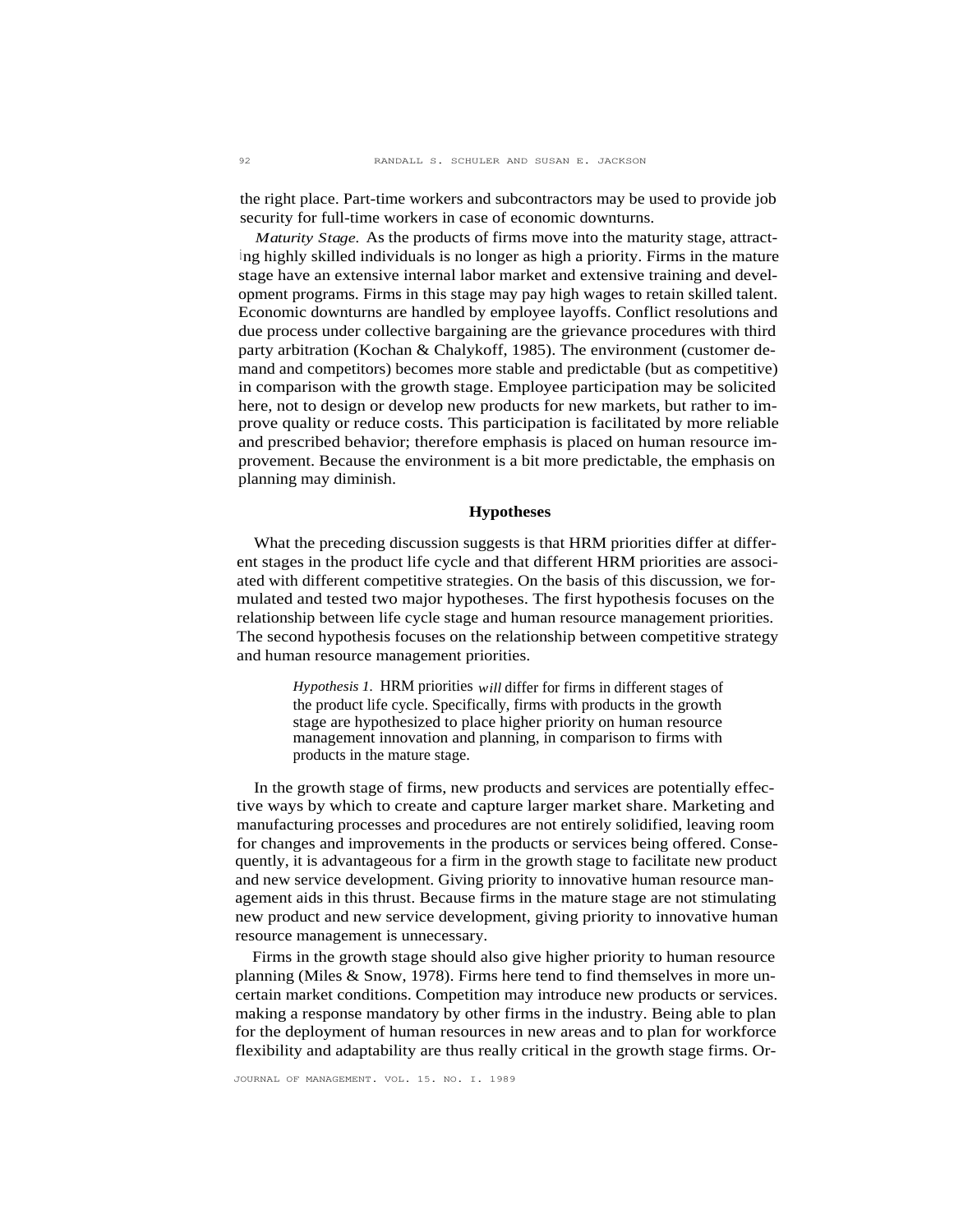the right place. Part-time workers and subcontractors may be used to provide job security for full-time workers in case of economic downturns.

*Maturity Stage.* As the products of firms move into the maturity stage, attracting highly skilled individuals is no longer as high a priority. Firms in the mature stage have an extensive internal labor market and extensive training and development programs. Firms in this stage may pay high wages to retain skilled talent. Economic downturns are handled by employee layoffs. Conflict resolutions and due process under collective bargaining are the grievance procedures with third party arbitration (Kochan & Chalykoff, 1985). The environment (customer demand and competitors) becomes more stable and predictable (but as competitive) in comparison with the growth stage. Employee participation may be solicited here, not to design or develop new products for new markets, but rather to improve quality or reduce costs. This participation is facilitated by more reliable and prescribed behavior; therefore emphasis is placed on human resource improvement. Because the environment is a bit more predictable, the emphasis on planning may diminish.

## Hypotheses

What the preceding discussion suggests is that HRM priorities differ at different stages in the product life cycle and that different HRM priorities are associated with different competitive strategies. On the basis of this discussion, we formulated and tested two major hypotheses. The first hypothesis focuses on the relationship between life cycle stage and human resource management priorities. The second hypothesis focuses on the relationship between competitive strategy and human resource management priorities.

> *Hypothesis 1.* HRM priorities *will* differ for firms in different stages of the product life cycle. Specifically, firms with products in the growth stage are hypothesized to place higher priority on human resource management innovation and planning, in comparison to firms with products in the mature stage.

In the growth stage of firms, new products and services are potentially effective ways by which to create and capture larger market share. Marketing and manufacturing processes and procedures are not entirely solidified, leaving room for changes and improvements in the products or services being offered. Consequently, it is advantageous for a firm in the growth stage to facilitate new product and new service development. Giving priority to innovative human resource management aids in this thrust. Because firms in the mature stage are not stimulating new product and new service development, giving priority to innovative human resource management is unnecessary.

Firms in the growth stage should also give higher priority to human resource planning (Miles & Snow, 1978). Firms here tend to find themselves in more uncertain market conditions. Competition may introduce new products or services. making a response mandatory by other firms in the industry. Being able to plan for the deployment of human resources in new areas and to plan for workforce flexibility and adaptability are thus really critical in the growth stage firms. Or-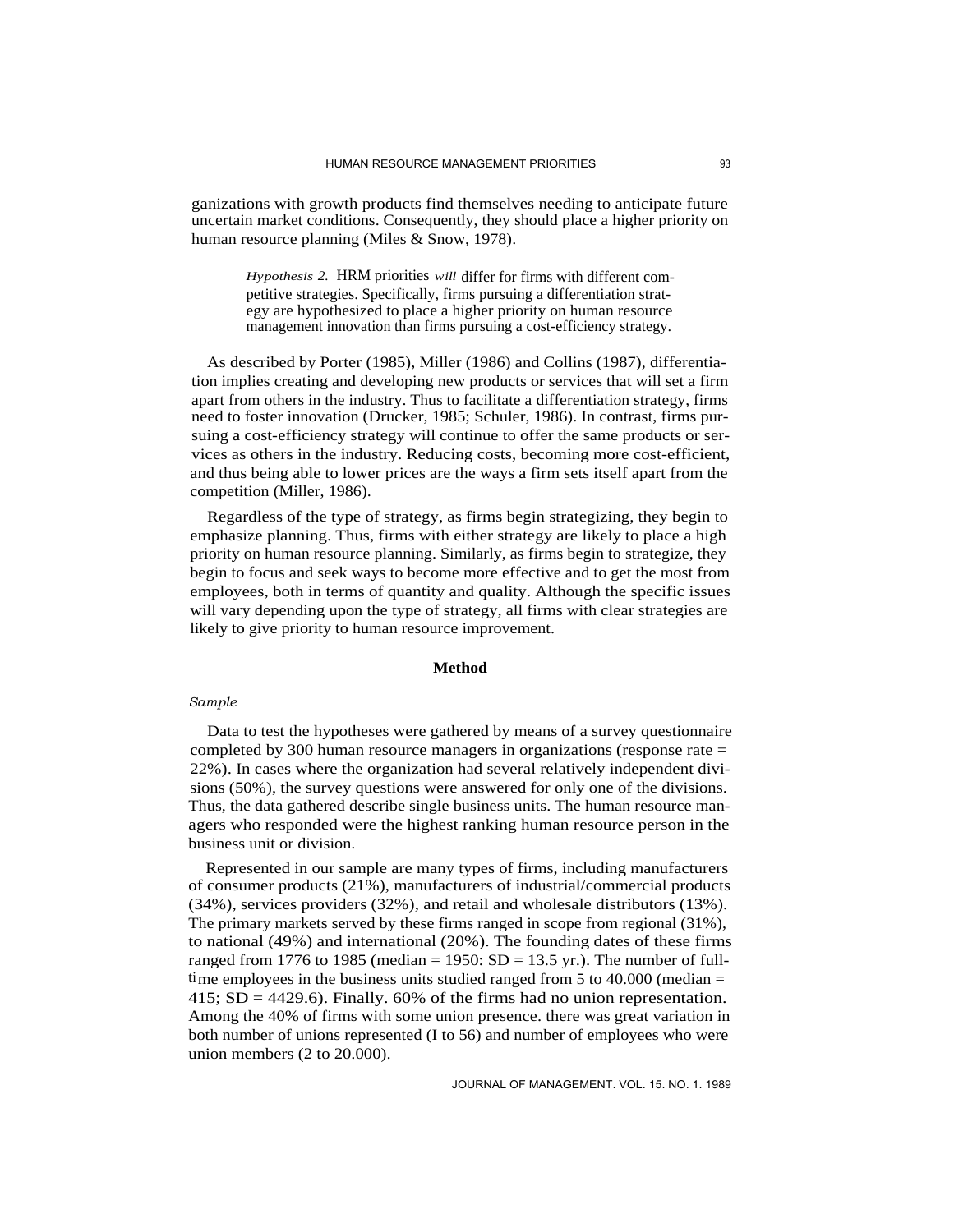ganizations with growth products find themselves needing to anticipate future uncertain market conditions. Consequently, they should place a higher priority on human resource planning (Miles & Snow, 1978).

> *Hypothesis 2.* HRM priorities *will* differ for firms with different competitive strategies. Specifically, firms pursuing a differentiation strategy are hypothesized to place a higher priority on human resource management innovation than firms pursuing a cost-efficiency strategy.

As described by Porter (1985), Miller (1986) and Collins (1987), differentiation implies creating and developing new products or services that will set a firm apart from others in the industry. Thus to facilitate a differentiation strategy, firms need to foster innovation (Drucker, 1985; Schuler, 1986). In contrast, firms pursuing a cost-efficiency strategy will continue to offer the same products or services as others in the industry. Reducing costs, becoming more cost-efficient, and thus being able to lower prices are the ways a firm sets itself apart from the competition (Miller, 1986).

Regardless of the type of strategy, as firms begin strategizing, they begin to emphasize planning. Thus, firms with either strategy are likely to place a high priority on human resource planning. Similarly, as firms begin to strategize, they begin to focus and seek ways to become more effective and to get the most from employees, both in terms of quantity and quality. Although the specific issues will vary depending upon the type of strategy, all firms with clear strategies are likely to give priority to human resource improvement.

## Method

### *Sample*

Data to test the hypotheses were gathered by means of a survey questionnaire completed by 300 human resource managers in organizations (response rate = 22%). In cases where the organization had several relatively independent divisions (50%), the survey questions were answered for only one of the divisions. Thus, the data gathered describe single business units. The human resource managers who responded were the highest ranking human resource person in the business unit or division.

Represented in our sample are many types of firms, including manufacturers of consumer products (21%), manufacturers of industrial/commercial products (34%), services providers (32%), and retail and wholesale distributors (13%). The primary markets served by these firms ranged in scope from regional (31%), to national (49%) and international (20%). The founding dates of these firms ranged from 1776 to 1985 (median = 1950: SD = 13.5 yr.). The number of full-time employees in the business units studied ranged from 5 to 40.000 (median = 415; SD = 4429.6). Finally. 60% of the firms had no union representation. Among the 40% of firms with some union presence. there was great variation in both number of unions represented (I to 56) and number of employees who were union members (2 to 20.000).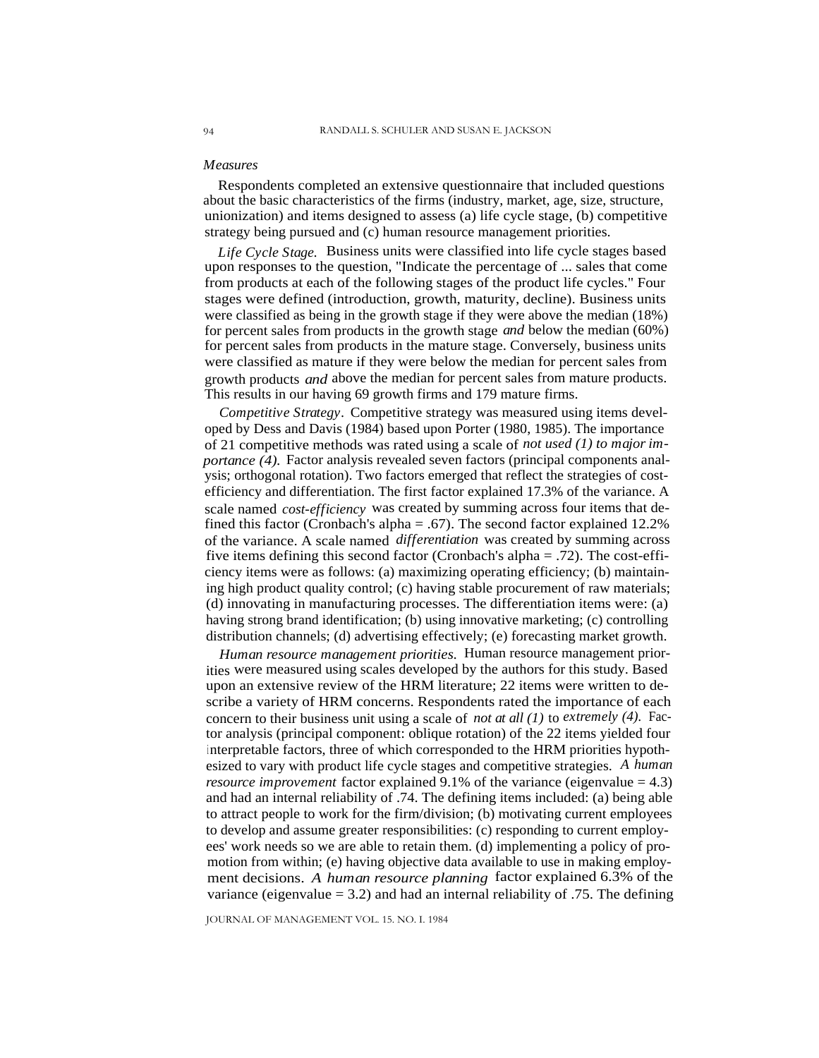*Measures*

Respondents completed an extensive questionnaire that included questions about the basic characteristics of the firms (industry, market, age, size, structure, unionization) and items designed to assess (a) life cycle stage, (b) competitive strategy being pursued and (c) human resource management priorities.

*Life Cycle Stage.* Business units were classified into life cycle stages based upon responses to the question, "Indicate the percentage of ... sales that come from products at each of the following stages of the product life cycles." Four stages were defined (introduction, growth, maturity, decline). Business units were classified as being in the growth stage if they were above the median (18%) for percent sales from products in the growth stage *and* below the median (60%) for percent sales from products in the mature stage. Conversely, business units were classified as mature if they were below the median for percent sales from growth products *and* above the median for percent sales from mature products. This results in our having 69 growth firms and 179 mature firms.

*Competitive Strategy*. Competitive strategy was measured using items developed by Dess and Davis (1984) based upon Porter (1980, 1985). The importance of 21 competitive methods was rated using a scale of *not used (1) to major importance (4).* Factor analysis revealed seven factors (principal components analysis; orthogonal rotation). Two factors emerged that reflect the strategies of cost-efficiency and differentiation. The first factor explained 17.3% of the variance. A scale named *cost-efficiency* was created by summing across four items that defined this factor (Cronbach's alpha = .67). The second factor explained 12.2% of the variance. A scale named *differentiation* was created by summing across five items defining this second factor (Cronbach's alpha = .72). The cost-efficiency items were as follows: (a) maximizing operating efficiency; (b) maintaining high product quality control; (c) having stable procurement of raw materials; (d) innovating in manufacturing processes. The differentiation items were: (a) having strong brand identification; (b) using innovative marketing; (c) controlling distribution channels; (d) advertising effectively; (e) forecasting market growth.

*Human resource management priorities.* Human resource management priorities were measured using scales developed by the authors for this study. Based upon an extensive review of the HRM literature; 22 items were written to describe a variety of HRM concerns. Respondents rated the importance of each concern to their business unit using a scale of *not at all (1)* to *extremely (4).* Factor analysis (principal component: oblique rotation) of the 22 items yielded four interpretable factors, three of which corresponded to the HRM priorities hypothesized to vary with product life cycle stages and competitive strategies. *A human resource improvement* factor explained 9.1% of the variance (eigenvalue = 4.3) and had an internal reliability of .74. The defining items included: (a) being able to attract people to work for the firm/division; (b) motivating current employees to develop and assume greater responsibilities: (c) responding to current employees' work needs so we are able to retain them. (d) implementing a policy of promotion from within; (e) having objective data available to use in making employment decisions. *A human resource planning* factor explained 6.3% of the variance (eigenvalue = 3.2) and had an internal reliability of .75. The defining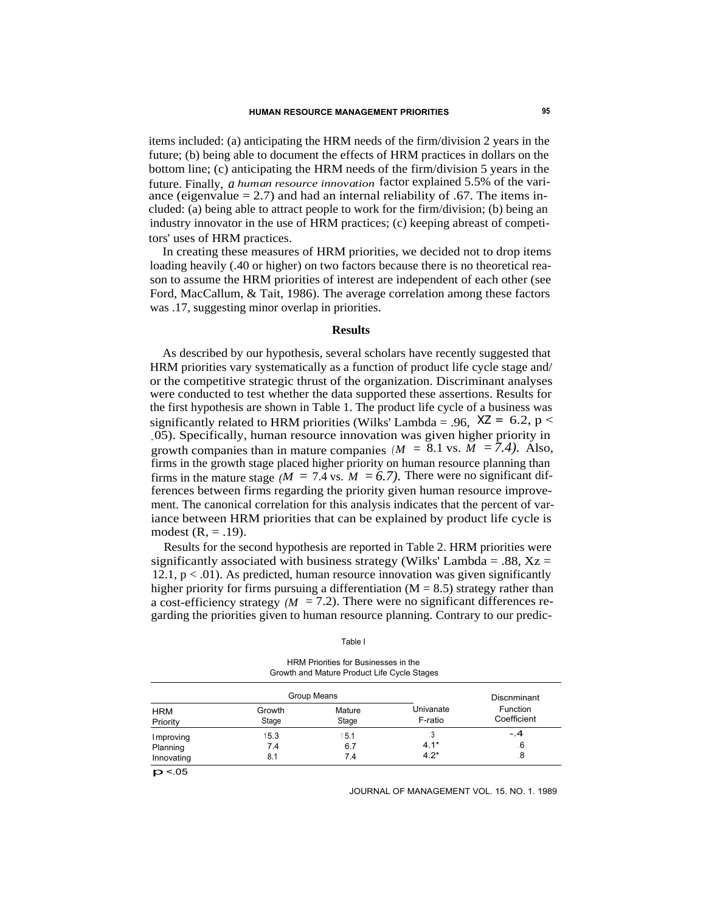items included: (a) anticipating the HRM needs of the firm/division 2 years in the future; (b) being able to document the effects of HRM practices in dollars on the bottom line; (c) anticipating the HRM needs of the firm/division 5 years in the future. Finally, *a human resource innovation* factor explained 5.5% of the variance (eigenvalue = 2.7) and had an internal reliability of .67. The items included: (a) being able to attract people to work for the firm/division; (b) being an industry innovator in the use of HRM practices; (c) keeping abreast of competitors' uses of HRM practices.

In creating these measures of HRM priorities, we decided not to drop items loading heavily (.40 or higher) on two factors because there is no theoretical reason to assume the HRM priorities of interest are independent of each other (see Ford, MacCallum, & Tait, 1986). The average correlation among these factors was .17, suggesting minor overlap in priorities.

## Results

As described by our hypothesis, several scholars have recently suggested that HRM priorities vary systematically as a function of product life cycle stage and/or the competitive strategic thrust of the organization. Discriminant analyses were conducted to test whether the data supported these assertions. Results for the first hypothesis are shown in Table 1. The product life cycle of a business was significantly related to HRM priorities (Wilks' Lambda = .96, $X2 = 6.2$, $p < .05$). Specifically, human resource innovation was given higher priority in growth companies than in mature companies *(M* = 8.1 vs. *M* = *7.4).* Also, firms in the growth stage placed higher priority on human resource planning than firms in the mature stage *(M* = 7.4 vs. *M* = *6.7).* There were no significant differences between firms regarding the priority given human resource improvement. The canonical correlation for this analysis indicates that the percent of variance between HRM priorities that can be explained by product life cycle is modest (R, = .19).

Results for the second hypothesis are reported in Table 2. HRM priorities were significantly associated with business strategy (Wilks' Lambda = .88, $Xz = 12.1$, $p < .01$). As predicted, human resource innovation was given significantly higher priority for firms pursuing a differentiation (M = 8.5) strategy rather than a cost-efficiency strategy *(M* = 7.2). There were no significant differences regarding the priorities given to human resource planning. Contrary to our predic-

Table I

HRM Priorities for Businesses in the Growth and Mature Product Life Cycle Stages

| HRM Priority | Group Means | | Univanate F-ratio | Discnminant Function Coefficient |
|---|---|---|---|---|
| | Growth Stage | Mature Stage | | |
| Improving | 15.3 | 15.1 | .3 | -.4 |
| Planning | 7.4 | 6.7 | 4.1* | .6 |
| Innovating | 8.1 | 7.4 | 4.2* | .8 |

$p < .05$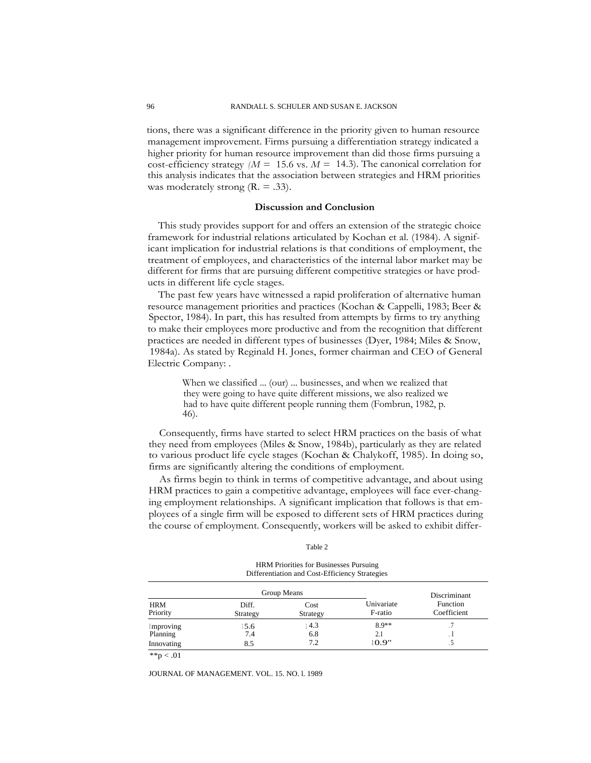tions, there was a significant difference in the priority given to human resource management improvement. Firms pursuing a differentiation strategy indicated a higher priority for human resource improvement than did those firms pursuing a cost-efficiency strategy ($M = 15.6$ vs. $M = 14.3$). The canonical correlation for this analysis indicates that the association between strategies and HRM priorities was moderately strong ($R = .33$).

## Discussion and Conclusion

This study provides support for and offers an extension of the strategic choice framework for industrial relations articulated by Kochan et al. (1984). A significant implication for industrial relations is that conditions of employment, the treatment of employees, and characteristics of the internal labor market may be different for firms that are pursuing different competitive strategies or have products in different life cycle stages.

The past few years have witnessed a rapid proliferation of alternative human resource management priorities and practices (Kochan & Cappelli, 1983; Beer & Spector, 1984). In part, this has resulted from attempts by firms to try anything to make their employees more productive and from the recognition that different practices are needed in different types of businesses (Dyer, 1984; Miles & Snow, 1984a). As stated by Reginald H. Jones, former chairman and CEO of General Electric Company: .

> When we classified ... (our) ... businesses, and when we realized that they were going to have quite different missions, we also realized we had to have quite different people running them (Fombrun, 1982, p. 46).

Consequently, firms have started to select HRM practices on the basis of what they need from employees (Miles & Snow, 1984b), particularly as they are related to various product life cycle stages (Kochan & Chalykoff, 1985). In doing so, firms are significantly altering the conditions of employment.

As firms begin to think in terms of competitive advantage, and about using HRM practices to gain a competitive advantage, employees will face ever-changing employment relationships. A significant implication that follows is that employees of a single firm will be exposed to different sets of HRM practices during the course of employment. Consequently, workers will be asked to exhibit differ-

Table 2

HRM Priorities for Businesses Pursuing Differentiation and Cost-Efficiency Strategies

| HRM Priority | Group Means: Diff. Strategy | Group Means: Cost Strategy | Univariate F-ratio | Discriminant Function Coefficient |
|---|---|---|---|---|
| Improving | 15.6 | 14.3 | 8.9** | .7 |
| Planning | 7.4 | 6.8 | 2.1 | .1 |
| Innovating | 8.5 | 7.2 | 10.9** | .5 |

**$p < .01$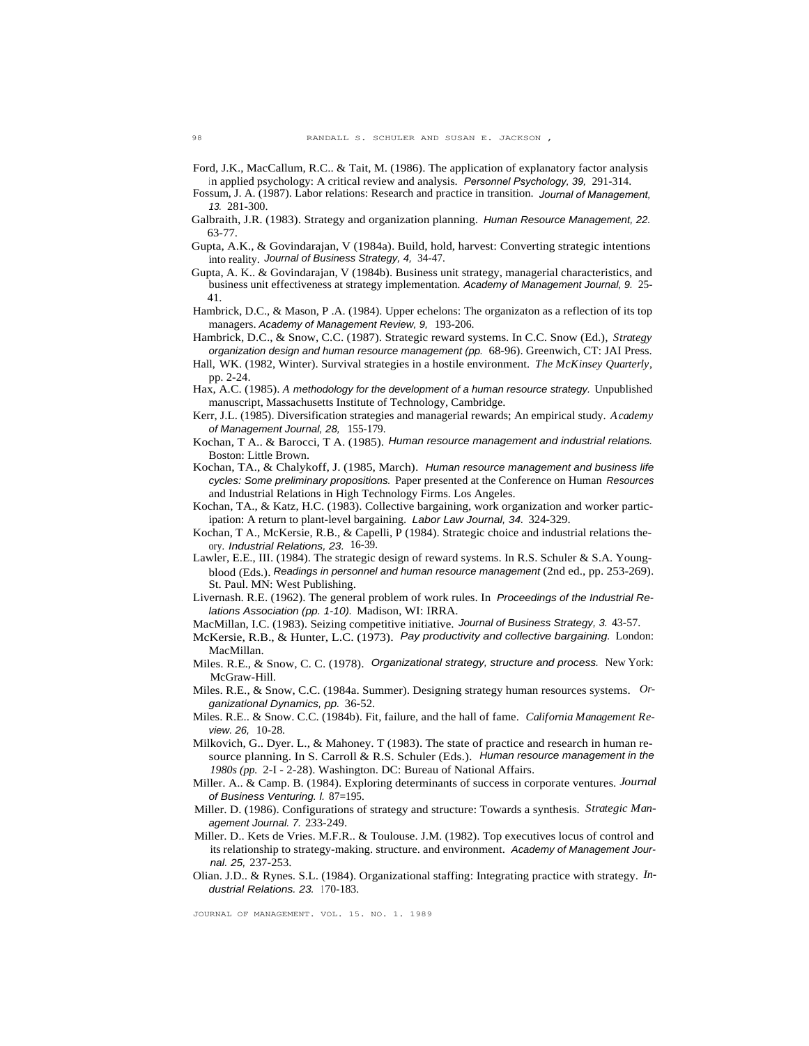Ford, J.K., MacCallum, R.C.. & Tait, M. (1986). The application of explanatory factor analysis in applied psychology: A critical review and analysis. *Personnel Psychology, 39,* 291-314.

Fossum, J. A. (1987). Labor relations: Research and practice in transition. *Journal of Management, 13.* 281-300.

Galbraith, J.R. (1983). Strategy and organization planning. *Human Resource Management, 22.* 63-77.

Gupta, A.K., & Govindarajan, V (1984a). Build, hold, harvest: Converting strategic intentions into reality. *Journal of Business Strategy, 4,* 34-47.

Gupta, A. K.. & Govindarajan, V (1984b). Business unit strategy, managerial characteristics, and business unit effectiveness at strategy implementation. *Academy of Management Journal, 9.* 25-41.

Hambrick, D.C., & Mason, P .A. (1984). Upper echelons: The organizaton as a reflection of its top managers. *Academy of Management Review, 9,* 193-206.

Hambrick, D.C., & Snow, C.C. (1987). Strategic reward systems. In C.C. Snow (Ed.), *Strategy organization design and human resource management (pp.* 68-96). Greenwich, CT: JAI Press.

Hall, WK. (1982, Winter). Survival strategies in a hostile environment. *The McKinsey Quarterly*, pp. 2-24.

Hax, A.C. (1985). *A methodology for the development of a human resource strategy.* Unpublished manuscript, Massachusetts Institute of Technology, Cambridge.

Kerr, J.L. (1985). Diversification strategies and managerial rewards; An empirical study. *Academy of Management Journal, 28,* 155-179.

Kochan, T A.. & Barocci, T A. (1985). *Human resource management and industrial relations.* Boston: Little Brown.

Kochan, TA., & Chalykoff, J. (1985, March). *Human resource management and business life cycles: Some preliminary propositions.* Paper presented at the Conference on Human *Resources* and Industrial Relations in High Technology Firms. Los Angeles.

Kochan, TA., & Katz, H.C. (1983). Collective bargaining, work organization and worker participation: A return to plant-level bargaining. *Labor Law Journal, 34.* 324-329.

Kochan, T A., McKersie, R.B., & Capelli, P (1984). Strategic choice and industrial relations theory. *Industrial Relations, 23.* 16-39.

Lawler, E.E., III. (1984). The strategic design of reward systems. In R.S. Schuler & S.A. Youngblood (Eds.). *Readings in personnel and human resource management* (2nd ed., pp. 253-269). St. Paul. MN: West Publishing.

Livernash. R.E. (1962). The general problem of work rules. In *Proceedings of the Industrial Relations Association (pp. 1-10).* Madison, WI: IRRA.

MacMillan, I.C. (1983). Seizing competitive initiative. *Journal of Business Strategy, 3.* 43-57.

McKersie, R.B., & Hunter, L.C. (1973). *Pay productivity and collective bargaining.* London: MacMillan.

Miles. R.E., & Snow, C. C. (1978). *Organizational strategy, structure and process.* New York: McGraw-Hill.

Miles. R.E., & Snow, C.C. (1984a. Summer). Designing strategy human resources systems. *Organizational Dynamics, pp.* 36-52.

Miles. R.E.. & Snow. C.C. (1984b). Fit, failure, and the hall of fame. *California Management Review. 26,* 10-28.

Milkovich, G.. Dyer. L., & Mahoney. T (1983). The state of practice and research in human resource planning. In S. Carroll & R.S. Schuler (Eds.). *Human resource management in the 1980s (pp.* 2-I - 2-28). Washington. DC: Bureau of National Affairs.

Miller. A.. & Camp. B. (1984). Exploring determinants of success in corporate ventures. *Journal of Business Venturing. l.* 87=195.

Miller. D. (1986). Configurations of strategy and structure: Towards a synthesis. *Strategic Management Journal. 7.* 233-249.

Miller. D.. Kets de Vries. M.F.R.. & Toulouse. J.M. (1982). Top executives locus of control and its relationship to strategy-making. structure. and environment. *Academy of Management Journal. 25,* 237-253.

Olian. J.D.. & Rynes. S.L. (1984). Organizational staffing: Integrating practice with strategy. *Industrial Relations. 23.* 170-183.